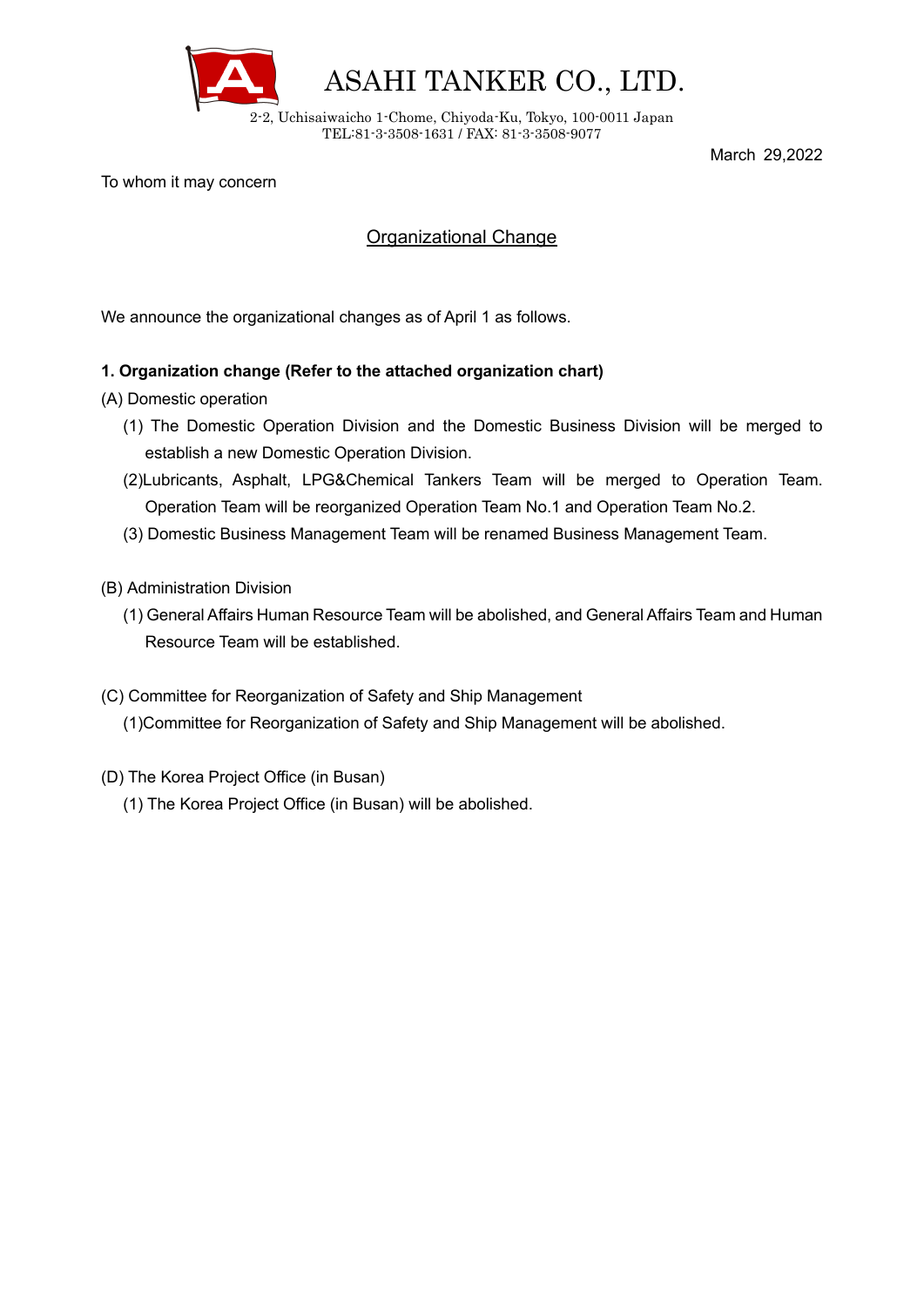# ASAHI TANKER CO., LTD.

2-2, Uchisaiwaicho 1-Chome, Chiyoda-Ku, Tokyo, 100-0011 Japan
TEL:81-3-3508-1631 / FAX: 81-3-3508-9077

March 29,2022

To whom it may concern

## Organizational Change

We announce the organizational changes as of April 1 as follows.

**1. Organization change (Refer to the attached organization chart)**

(A) Domestic operation

(1) The Domestic Operation Division and the Domestic Business Division will be merged to establish a new Domestic Operation Division.

(2)Lubricants, Asphalt, LPG&Chemical Tankers Team will be merged to Operation Team. Operation Team will be reorganized Operation Team No.1 and Operation Team No.2.

(3) Domestic Business Management Team will be renamed Business Management Team.

(B) Administration Division

(1) General Affairs Human Resource Team will be abolished, and General Affairs Team and Human Resource Team will be established.

(C) Committee for Reorganization of Safety and Ship Management

(1)Committee for Reorganization of Safety and Ship Management will be abolished.

(D) The Korea Project Office (in Busan)

(1) The Korea Project Office (in Busan) will be abolished.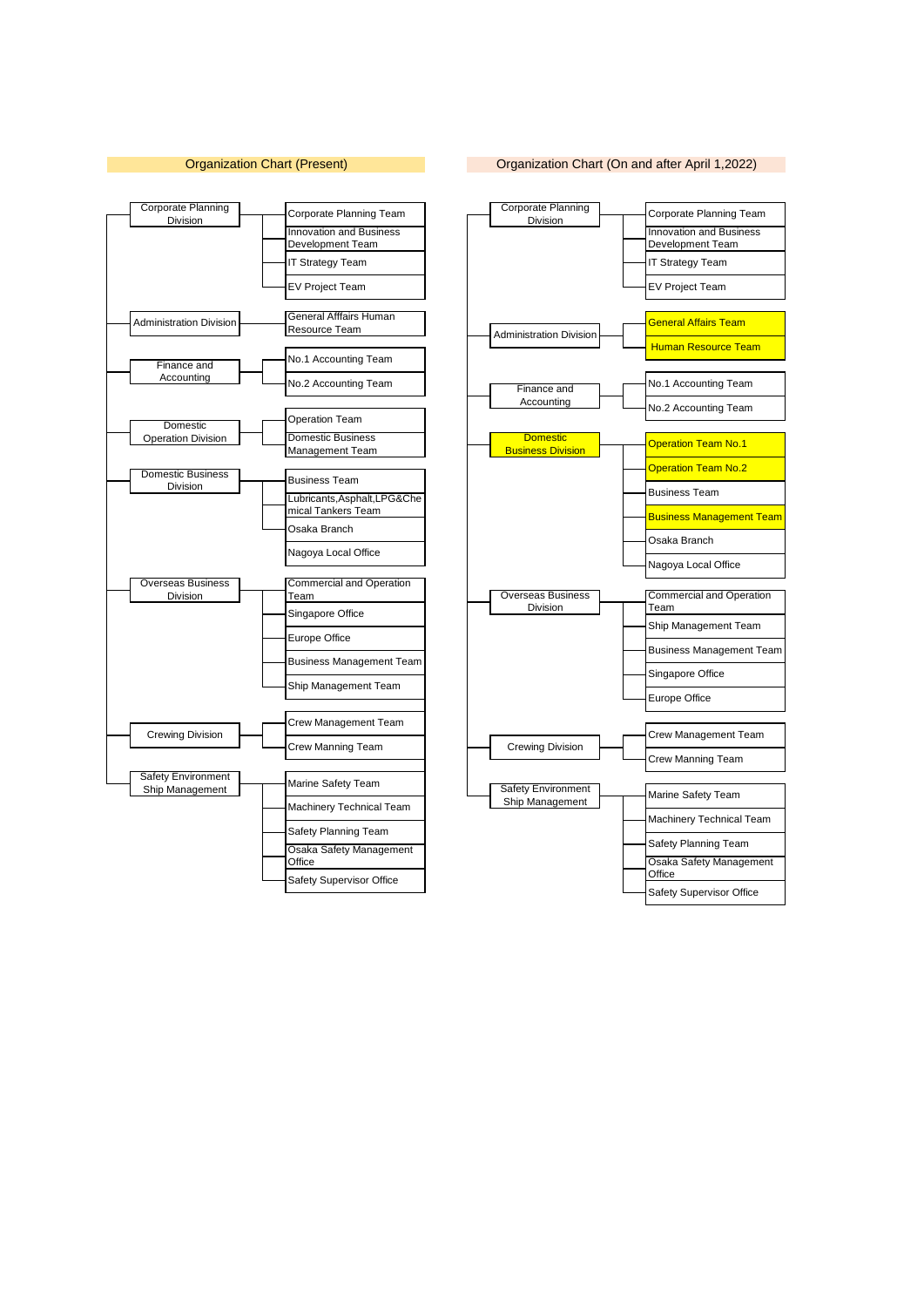## Organization Chart (Present)

- Corporate Planning Division
  - Corporate Planning Team
  - Innovation and Business Development Team
  - IT Strategy Team
  - EV Project Team
- Administration Division
  - General Affairs Human Resource Team
- Finance and Accounting
  - No.1 Accounting Team
  - No.2 Accounting Team
- Domestic Operation Division
  - Operation Team
  - Domestic Business Management Team
- Domestic Business Division
  - Business Team
  - Lubricants,Asphalt,LPG&Chemical Tankers Team
  - Osaka Branch
  - Nagoya Local Office
- Overseas Business Division
  - Commercial and Operation Team
  - Singapore Office
  - Europe Office
  - Business Management Team
  - Ship Management Team
- Crewing Division
  - Crew Management Team
  - Crew Manning Team
- Safety Environment Ship Management
  - Marine Safety Team
  - Machinery Technical Team
  - Safety Planning Team
  - Osaka Safety Management Office
  - Safety Supervisor Office

## Organization Chart (On and after April 1,2022)

- Corporate Planning Division
  - Corporate Planning Team
  - Innovation and Business Development Team
  - IT Strategy Team
  - EV Project Team
- Administration Division
  - General Affairs Team
  - Human Resource Team
- Finance and Accounting
  - No.1 Accounting Team
  - No.2 Accounting Team
- Domestic Business Division
  - Operation Team No.1
  - Operation Team No.2
  - Business Team
  - Business Management Team
  - Osaka Branch
  - Nagoya Local Office
- Overseas Business Division
  - Commercial and Operation Team
  - Ship Management Team
  - Business Management Team
  - Singapore Office
  - Europe Office
- Crewing Division
  - Crew Management Team
  - Crew Manning Team
- Safety Environment Ship Management
  - Marine Safety Team
  - Machinery Technical Team
  - Safety Planning Team
  - Osaka Safety Management Office
  - Safety Supervisor Office